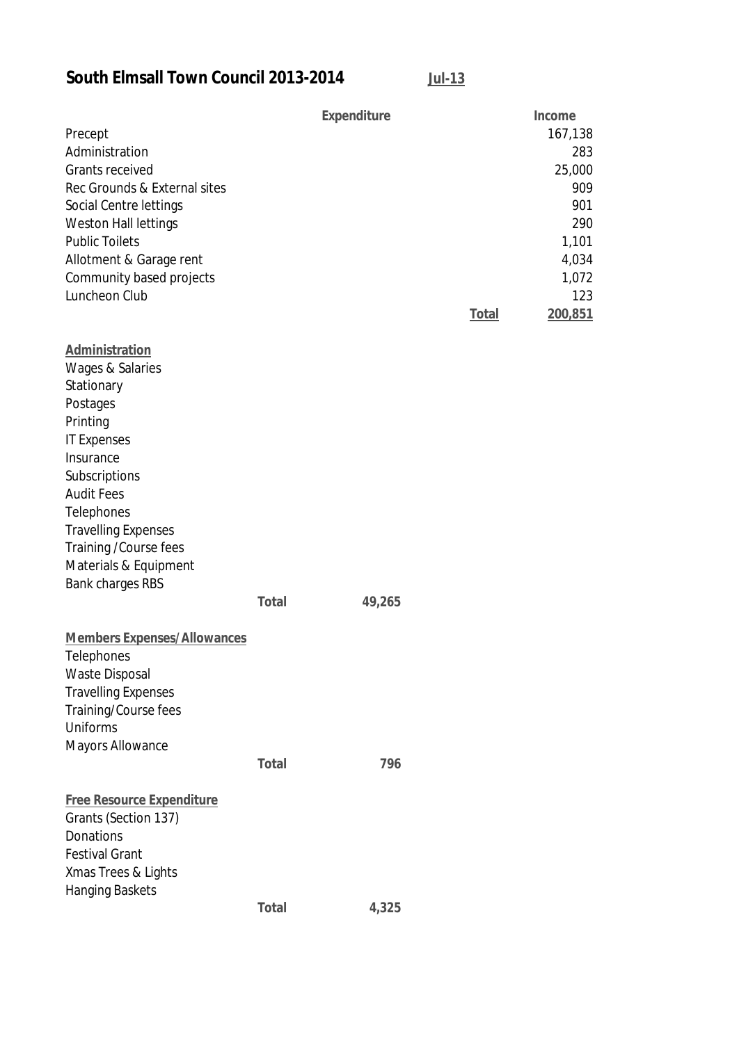# South Elmsall Town Council 2013-2014

**Jul-13**

| | | Expenditure | | Income |
|---|---|---|---|---|
| Precept | | | | 167,138 |
| Administration | | | | 283 |
| Grants received | | | | 25,000 |
| Rec Grounds & External sites | | | | 909 |
| Social Centre lettings | | | | 901 |
| Weston Hall lettings | | | | 290 |
| Public Toilets | | | | 1,101 |
| Allotment & Garage rent | | | | 4,034 |
| Community based projects | | | | 1,072 |
| Luncheon Club | | | | 123 |
| | | | **Total** | **200,851** |
| **Administration** | | | | |
| Wages & Salaries | | | | |
| Stationary | | | | |
| Postages | | | | |
| Printing | | | | |
| IT Expenses | | | | |
| Insurance | | | | |
| Subscriptions | | | | |
| Audit Fees | | | | |
| Telephones | | | | |
| Travelling Expenses | | | | |
| Training /Course fees | | | | |
| Materials & Equipment | | | | |
| Bank charges RBS | | | | |
| | **Total** | **49,265** | | |
| **Members Expenses/Allowances** | | | | |
| Telephones | | | | |
| Waste Disposal | | | | |
| Travelling Expenses | | | | |
| Training/Course fees | | | | |
| Uniforms | | | | |
| Mayors Allowance | | | | |
| | **Total** | **796** | | |
| **Free Resource Expenditure** | | | | |
| Grants (Section 137) | | | | |
| Donations | | | | |
| Festival Grant | | | | |
| Xmas Trees & Lights | | | | |
| Hanging Baskets | | | | |
| | **Total** | **4,325** | | |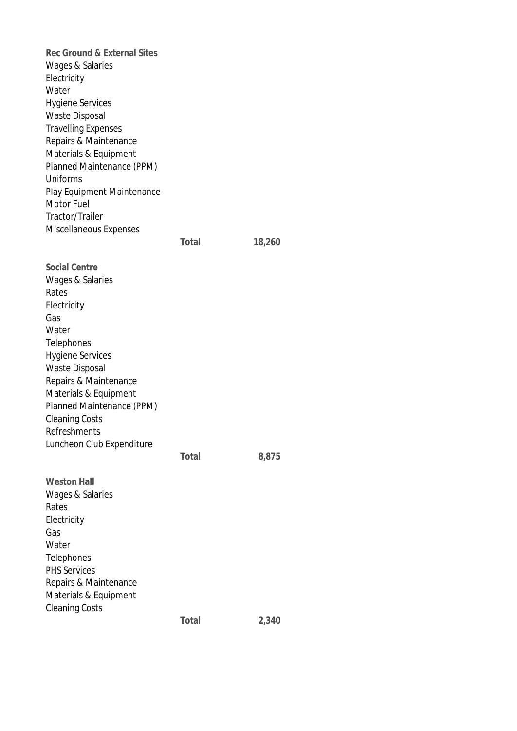**Rec Ground & External Sites**

Wages & Salaries
Electricity
Water
Hygiene Services
Waste Disposal
Travelling Expenses
Repairs & Maintenance
Materials & Equipment
Planned Maintenance (PPM)
Uniforms
Play Equipment Maintenance
Motor Fuel
Tractor/Trailer
Miscellaneous Expenses

| | **Total** | **18,260** |
|---|---|---|

**Social Centre**

Wages & Salaries
Rates
Electricity
Gas
Water
Telephones
Hygiene Services
Waste Disposal
Repairs & Maintenance
Materials & Equipment
Planned Maintenance (PPM)
Cleaning Costs
Refreshments
Luncheon Club Expenditure

| | **Total** | **8,875** |
|---|---|---|

**Weston Hall**

Wages & Salaries
Rates
Electricity
Gas
Water
Telephones
PHS Services
Repairs & Maintenance
Materials & Equipment
Cleaning Costs

| | **Total** | **2,340** |
|---|---|---|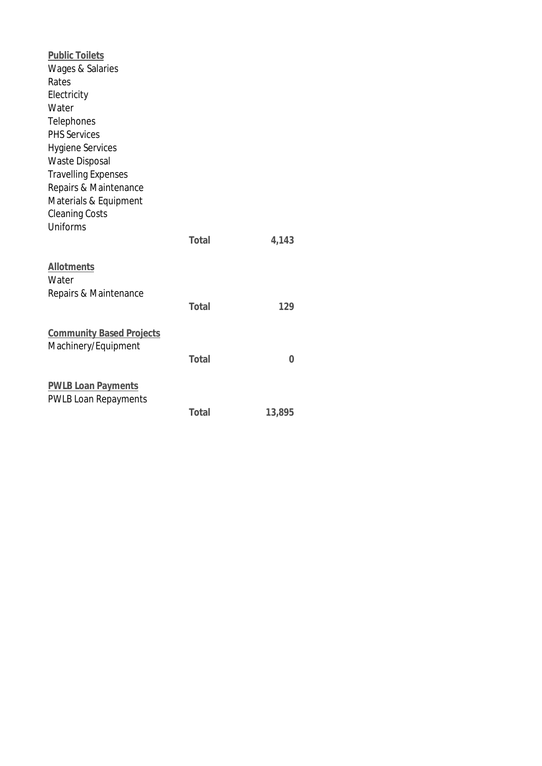| | | |
|---|---|---|
| **Public Toilets** | | |
| Wages & Salaries | | |
| Rates | | |
| Electricity | | |
| Water | | |
| Telephones | | |
| PHS Services | | |
| Hygiene Services | | |
| Waste Disposal | | |
| Travelling Expenses | | |
| Repairs & Maintenance | | |
| Materials & Equipment | | |
| Cleaning Costs | | |
| Uniforms | | |
| | **Total** | **4,143** |
| | | |
| **Allotments** | | |
| Water | | |
| Repairs & Maintenance | | |
| | **Total** | **129** |
| | | |
| **Community Based Projects** | | |
| Machinery/Equipment | | |
| | **Total** | **0** |
| | | |
| **PWLB Loan Payments** | | |
| PWLB Loan Repayments | | |
| | **Total** | **13,895** |